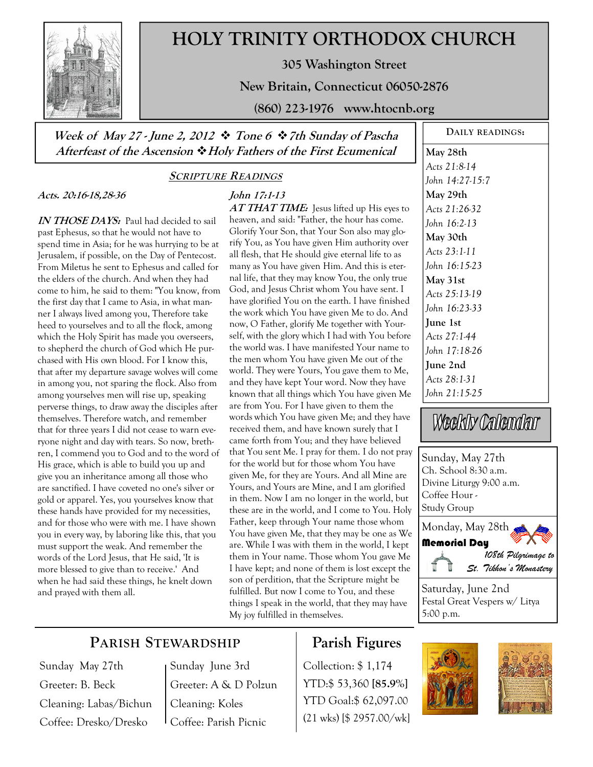# HOLY TRINITY ORTHODOX CHURCH

**305 Washington Street**

**New Britain, Connecticut 06050-2876**

**(860) 223-1976 www.htocnb.org**

***Week of May 27 - June 2, 2012 ❖ Tone 6 ❖ 7th Sunday of Pascha***
***Afterfeast of the Ascension ❖ Holy Fathers of the First Ecumenical***

## SCRIPTURE READINGS

***Acts. 20:16-18,28-36***

***IN THOSE DAYS:*** Paul had decided to sail past Ephesus, so that he would not have to spend time in Asia; for he was hurrying to be at Jerusalem, if possible, on the Day of Pentecost. From Miletus he sent to Ephesus and called for the elders of the church. And when they had come to him, he said to them: "You know, from the first day that I came to Asia, in what manner I always lived among you, Therefore take heed to yourselves and to all the flock, among which the Holy Spirit has made you overseers, to shepherd the church of God which He purchased with His own blood. For I know this, that after my departure savage wolves will come in among you, not sparing the flock. Also from among yourselves men will rise up, speaking perverse things, to draw away the disciples after themselves. Therefore watch, and remember that for three years I did not cease to warn everyone night and day with tears. So now, brethren, I commend you to God and to the word of His grace, which is able to build you up and give you an inheritance among all those who are sanctified. I have coveted no one's silver or gold or apparel. Yes, you yourselves know that these hands have provided for my necessities, and for those who were with me. I have shown you in every way, by laboring like this, that you must support the weak. And remember the words of the Lord Jesus, that He said, 'It is more blessed to give than to receive.' And when he had said these things, he knelt down and prayed with them all.

***John 17:1-13***

***AT THAT TIME:*** Jesus lifted up His eyes to heaven, and said: "Father, the hour has come. Glorify Your Son, that Your Son also may glorify You, as You have given Him authority over all flesh, that He should give eternal life to as many as You have given Him. And this is eternal life, that they may know You, the only true God, and Jesus Christ whom You have sent. I have glorified You on the earth. I have finished the work which You have given Me to do. And now, O Father, glorify Me together with Yourself, with the glory which I had with You before the world was. I have manifested Your name to the men whom You have given Me out of the world. They were Yours, You gave them to Me, and they have kept Your word. Now they have known that all things which You have given Me are from You. For I have given to them the words which You have given Me; and they have received them, and have known surely that I came forth from You; and they have believed that You sent Me. I pray for them. I do not pray for the world but for those whom You have given Me, for they are Yours. And all Mine are Yours, and Yours are Mine, and I am glorified in them. Now I am no longer in the world, but these are in the world, and I come to You. Holy Father, keep through Your name those whom You have given Me, that they may be one as We are. While I was with them in the world, I kept them in Your name. Those whom You gave Me I have kept; and none of them is lost except the son of perdition, that the Scripture might be fulfilled. But now I come to You, and these things I speak in the world, that they may have My joy fulfilled in themselves.

### DAILY READINGS:

**May 28th**
*Acts 21:8-14*
*John 14:27-15:7*

**May 29th**
*Acts 21:26-32*
*John 16:2-13*

**May 30th**
*Acts 23:1-11*
*John 16:15-23*

**May 31st**
*Acts 25:13-19*
*John 16:23-33*

**June 1st**
*Acts 27:1-44*
*John 17:18-26*

**June 2nd**
*Acts 28:1-31*
*John 21:15-25*

### Weekly Calendar

Sunday, May 27th
Ch. School 8:30 a.m.
Divine Liturgy 9:00 a.m.
Coffee Hour -
Study Group

Monday, May 28th
**Memorial Day**
*108th Pilgrimage to St. Tikhon's Monastery*

Saturday, June 2nd
Festal Great Vespers w/ Litya
5:00 p.m.

## PARISH STEWARDSHIP

Sunday May 27th
Greeter: B. Beck
Cleaning: Labas/Bichun
Coffee: Dresko/Dresko

Sunday June 3rd
Greeter: A & D Polzun
Cleaning: Koles
Coffee: Parish Picnic

## Parish Figures

Collection: $ 1,174
YTD:$ 53,360 **[85.9%]**
YTD Goal:$ 62,097.00
(21 wks) [$ 2957.00/wk]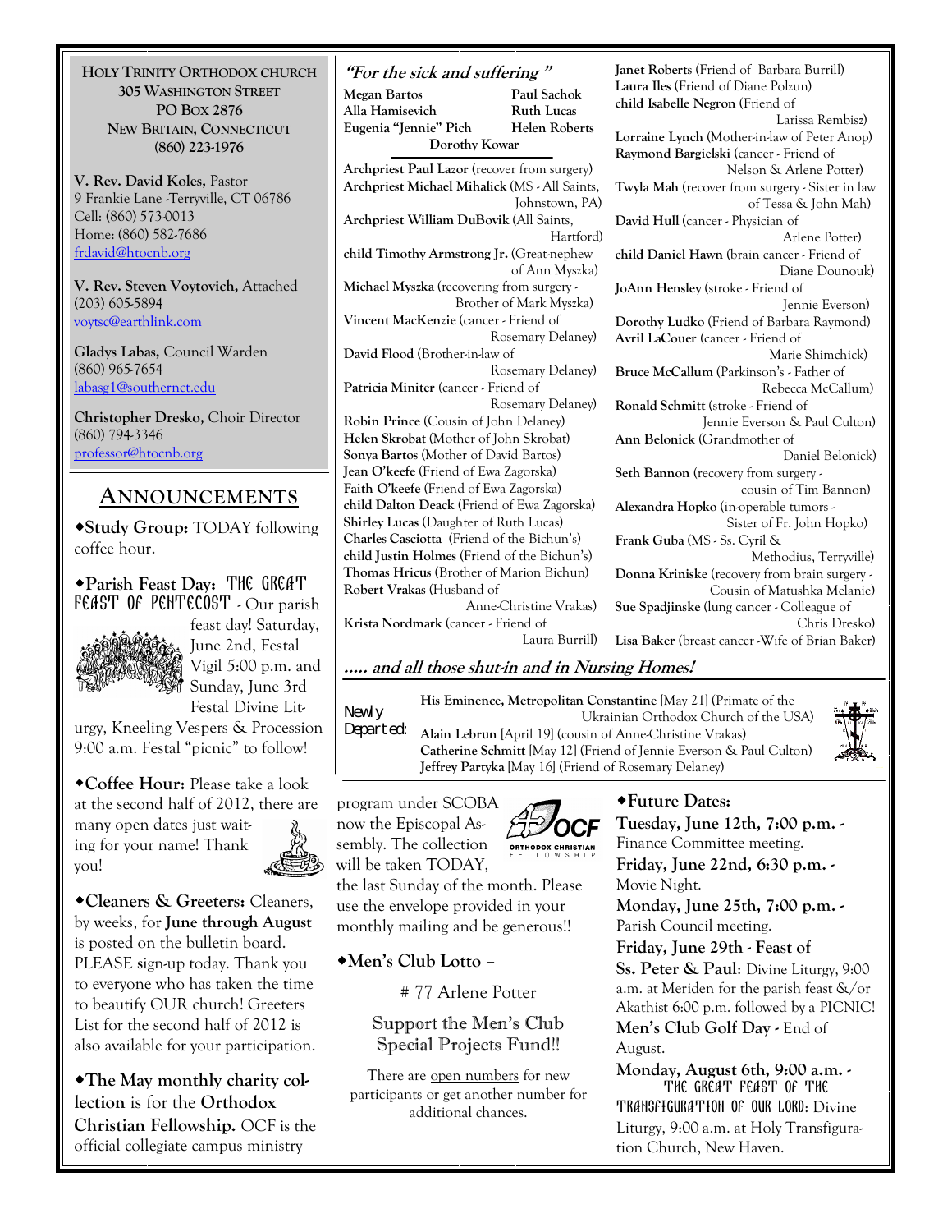**HOLY TRINITY ORTHODOX CHURCH**
**305 WASHINGTON STREET**
**PO BOX 2876**
**NEW BRITAIN, CONNECTICUT**
**(860) 223-1976**

**V. Rev. David Koles,** Pastor
9 Frankie Lane -Terryville, CT 06786
Cell: (860) 573-0013
Home: (860) 582-7686
frdavid@htocnb.org

**V. Rev. Steven Voytovich,** Attached
(203) 605-5894
voytsc@earthlink.com

**Gladys Labas,** Council Warden
(860) 965-7654
labasg1@southernct.edu

**Christopher Dresko,** Choir Director
(860) 794-3346
professor@htocnb.org

## ANNOUNCEMENTS

◆**Study Group:** TODAY following coffee hour.

◆**Parish Feast Day:** THE GREAT FEAST OF PENTECOST - Our parish feast day! Saturday, June 2nd, Festal Vigil 5:00 p.m. and Sunday, June 3rd Festal Divine Liturgy, Kneeling Vespers & Procession 9:00 a.m. Festal "picnic" to follow!

◆**Coffee Hour:** Please take a look at the second half of 2012, there are many open dates just waiting for your name! Thank you!

◆**Cleaners & Greeters:** Cleaners, by weeks, for **June through August** is posted on the bulletin board. PLEASE sign-up today. Thank you to everyone who has taken the time to beautify OUR church! Greeters List for the second half of 2012 is also available for your participation.

◆**The May monthly charity collection** is for the **Orthodox Christian Fellowship.** OCF is the official collegiate campus ministry program under SCOBA now the Episcopal Assembly. The collection will be taken TODAY, the last Sunday of the month. Please use the envelope provided in your monthly mailing and be generous!!

### *"For the sick and suffering"*

**Megan Bartos**
**Paul Sachok**
**Alla Hamisevich**
**Ruth Lucas**
**Eugenia "Jennie" Pich**
**Helen Roberts**
**Dorothy Kowar**

**Archpriest Paul Lazor** (recover from surgery)
**Archpriest Michael Mihalick** (MS - All Saints, Johnstown, PA)
**Archpriest William DuBovik** (All Saints, Hartford)
**child Timothy Armstrong Jr.** (Great-nephew of Ann Myszka)
**Michael Myszka** (recovering from surgery - Brother of Mark Myszka)
**Vincent MacKenzie** (cancer - Friend of Rosemary Delaney)
**David Flood** (Brother-in-law of Rosemary Delaney)
**Patricia Miniter** (cancer - Friend of Rosemary Delaney)
**Robin Prince** (Cousin of John Delaney)
**Helen Skrobat** (Mother of John Skrobat)
**Sonya Bartos** (Mother of David Bartos)
**Jean O'keefe** (Friend of Ewa Zagorska)
**Faith O'keefe** (Friend of Ewa Zagorska)
**child Dalton Deack** (Friend of Ewa Zagorska)
**Shirley Lucas** (Daughter of Ruth Lucas)
**Charles Casciotta** (Friend of the Bichun's)
**child Justin Holmes** (Friend of the Bichun's)
**Thomas Hricus** (Brother of Marion Bichun)
**Robert Vrakas** (Husband of Anne-Christine Vrakas)
**Krista Nordmark** (cancer - Friend of Laura Burrill)
**Janet Roberts** (Friend of Barbara Burrill)
**Laura Iles** (Friend of Diane Polzun)
**child Isabelle Negron** (Friend of Larissa Rembisz)
**Lorraine Lynch** (Mother-in-law of Peter Anop)
**Raymond Bargielski** (cancer - Friend of Nelson & Arlene Potter)
**Twyla Mah** (recover from surgery - Sister in law of Tessa & John Mah)
**David Hull** (cancer - Physician of Arlene Potter)
**child Daniel Hawn** (brain cancer - Friend of Diane Dounouk)
**JoAnn Hensley** (stroke - Friend of Jennie Everson)
**Dorothy Ludko** (Friend of Barbara Raymond)
**Avril LaCouer** (cancer - Friend of Marie Shimchick)
**Bruce McCallum** (Parkinson's - Father of Rebecca McCallum)
**Ronald Schmitt** (stroke - Friend of Jennie Everson & Paul Culton)
**Ann Belonick** (Grandmother of Daniel Belonick)
**Seth Bannon** (recovery from surgery - cousin of Tim Bannon)
**Alexandra Hopko** (in-operable tumors - Sister of Fr. John Hopko)
**Frank Guba** (MS - Ss. Cyril & Methodius, Terryville)
**Donna Kriniske** (recovery from brain surgery - Cousin of Matushka Melanie)
**Sue Spadjinske** (lung cancer - Colleague of Chris Dresko)
**Lisa Baker** (breast cancer -Wife of Brian Baker)

***..... and all those shut-in and in Nursing Homes!***

**Newly Departed:**
**His Eminence, Metropolitan Constantine** [May 21] (Primate of the Ukrainian Orthodox Church of the USA)
**Alain Lebrun** [April 19] (cousin of Anne-Christine Vrakas)
**Catherine Schmitt** [May 12] (Friend of Jennie Everson & Paul Culton)
**Jeffrey Partyka** [May 16] (Friend of Rosemary Delaney)

◆**Men's Club Lotto –**

# 77 Arlene Potter

Support the Men's Club Special Projects Fund!!

There are open numbers for new participants or get another number for additional chances.

◆**Future Dates:**

**Tuesday, June 12th, 7:00 p.m. -** Finance Committee meeting.

**Friday, June 22nd, 6:30 p.m. -** Movie Night.

**Monday, June 25th, 7:00 p.m. -** Parish Council meeting.

**Friday, June 29th - Feast of Ss. Peter & Paul**: Divine Liturgy, 9:00 a.m. at Meriden for the parish feast &/or Akathist 6:00 p.m. followed by a PICNIC!

**Men's Club Golf Day -** End of August.

**Monday, August 6th, 9:00 a.m. -** THE GREAT FEAST OF THE TRANSFIGURATION OF OUR LORD: Divine Liturgy, 9:00 a.m. at Holy Transfiguration Church, New Haven.